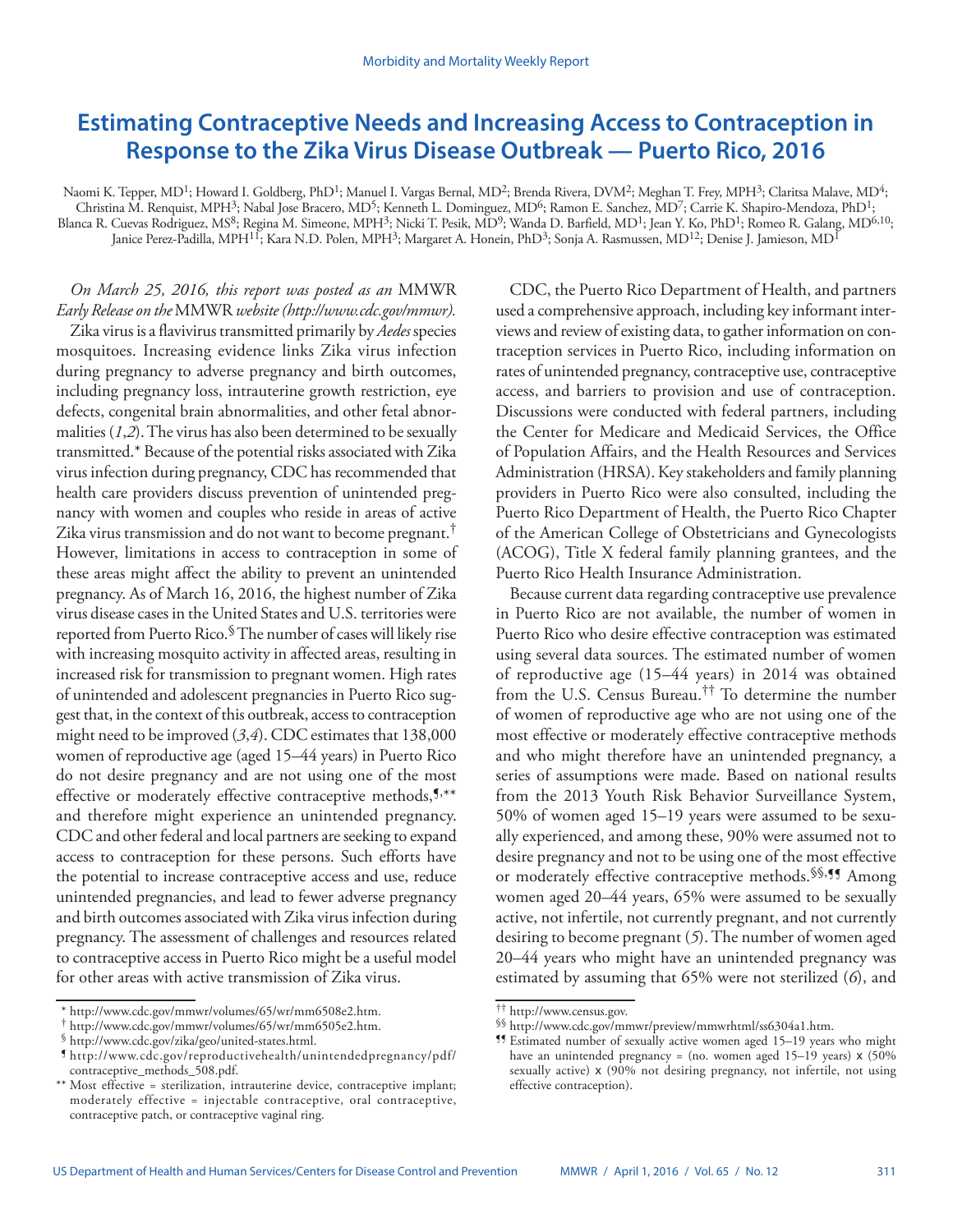# Estimating Contraceptive Needs and Increasing Access to Contraception in Response to the Zika Virus Disease Outbreak — Puerto Rico, 2016

Naomi K. Tepper, MD[1]; Howard I. Goldberg, PhD[1]; Manuel I. Vargas Bernal, MD[2]; Brenda Rivera, DVM[2]; Meghan T. Frey, MPH[3]; Claritsa Malave, MD[4]; Christina M. Renquist, MPH[3]; Nabal Jose Bracero, MD[5]; Kenneth L. Dominguez, MD[6]; Ramon E. Sanchez, MD[7]; Carrie K. Shapiro-Mendoza, PhD[1]; Blanca R. Cuevas Rodriguez, MS[8]; Regina M. Simeone, MPH[3]; Nicki T. Pesik, MD[9]; Wanda D. Barfield, MD[1]; Jean Y. Ko, PhD[1]; Romeo R. Galang, MD[6,10]; Janice Perez-Padilla, MPH[11]; Kara N.D. Polen, MPH[3]; Margaret A. Honein, PhD[3]; Sonja A. Rasmussen, MD[12]; Denise J. Jamieson, MD[1]

*On March 25, 2016, this report was posted as an* MMWR *Early Release on the* MMWR *website (http://www.cdc.gov/mmwr).*

Zika virus is a flavivirus transmitted primarily by *Aedes* species mosquitoes. Increasing evidence links Zika virus infection during pregnancy to adverse pregnancy and birth outcomes, including pregnancy loss, intrauterine growth restriction, eye defects, congenital brain abnormalities, and other fetal abnormalities (*1*,*2*). The virus has also been determined to be sexually transmitted.* Because of the potential risks associated with Zika virus infection during pregnancy, CDC has recommended that health care providers discuss prevention of unintended pregnancy with women and couples who reside in areas of active Zika virus transmission and do not want to become pregnant.† However, limitations in access to contraception in some of these areas might affect the ability to prevent an unintended pregnancy. As of March 16, 2016, the highest number of Zika virus disease cases in the United States and U.S. territories were reported from Puerto Rico.§ The number of cases will likely rise with increasing mosquito activity in affected areas, resulting in increased risk for transmission to pregnant women. High rates of unintended and adolescent pregnancies in Puerto Rico suggest that, in the context of this outbreak, access to contraception might need to be improved (*3*,*4*). CDC estimates that 138,000 women of reproductive age (aged 15–44 years) in Puerto Rico do not desire pregnancy and are not using one of the most effective or moderately effective contraceptive methods,¶,** and therefore might experience an unintended pregnancy. CDC and other federal and local partners are seeking to expand access to contraception for these persons. Such efforts have the potential to increase contraceptive access and use, reduce unintended pregnancies, and lead to fewer adverse pregnancy and birth outcomes associated with Zika virus infection during pregnancy. The assessment of challenges and resources related to contraceptive access in Puerto Rico might be a useful model for other areas with active transmission of Zika virus.

CDC, the Puerto Rico Department of Health, and partners used a comprehensive approach, including key informant interviews and review of existing data, to gather information on contraception services in Puerto Rico, including information on rates of unintended pregnancy, contraceptive use, contraceptive access, and barriers to provision and use of contraception. Discussions were conducted with federal partners, including the Center for Medicare and Medicaid Services, the Office of Population Affairs, and the Health Resources and Services Administration (HRSA). Key stakeholders and family planning providers in Puerto Rico were also consulted, including the Puerto Rico Department of Health, the Puerto Rico Chapter of the American College of Obstetricians and Gynecologists (ACOG), Title X federal family planning grantees, and the Puerto Rico Health Insurance Administration.

Because current data regarding contraceptive use prevalence in Puerto Rico are not available, the number of women in Puerto Rico who desire effective contraception was estimated using several data sources. The estimated number of women of reproductive age (15–44 years) in 2014 was obtained from the U.S. Census Bureau.†† To determine the number of women of reproductive age who are not using one of the most effective or moderately effective contraceptive methods and who might therefore have an unintended pregnancy, a series of assumptions were made. Based on national results from the 2013 Youth Risk Behavior Surveillance System, 50% of women aged 15–19 years were assumed to be sexually experienced, and among these, 90% were assumed not to desire pregnancy and not to be using one of the most effective or moderately effective contraceptive methods.§§,¶¶ Among women aged 20–44 years, 65% were assumed to be sexually active, not infertile, not currently pregnant, and not currently desiring to become pregnant (*5*). The number of women aged 20–44 years who might have an unintended pregnancy was estimated by assuming that 65% were not sterilized (*6*), and

---

\* http://www.cdc.gov/mmwr/volumes/65/wr/mm6508e2.htm.

† http://www.cdc.gov/mmwr/volumes/65/wr/mm6505e2.htm.

§ http://www.cdc.gov/zika/geo/united-states.html.

¶ http://www.cdc.gov/reproductivehealth/unintendedpregnancy/pdf/contraceptive_methods_508.pdf.

** Most effective = sterilization, intrauterine device, contraceptive implant; moderately effective = injectable contraceptive, oral contraceptive, contraceptive patch, or contraceptive vaginal ring.

†† http://www.census.gov.

§§ http://www.cdc.gov/mmwr/preview/mmwrhtml/ss6304a1.htm.

¶¶ Estimated number of sexually active women aged 15–19 years who might have an unintended pregnancy = (no. women aged 15–19 years) x (50% sexually active) x (90% not desiring pregnancy, not infertile, not using effective contraception).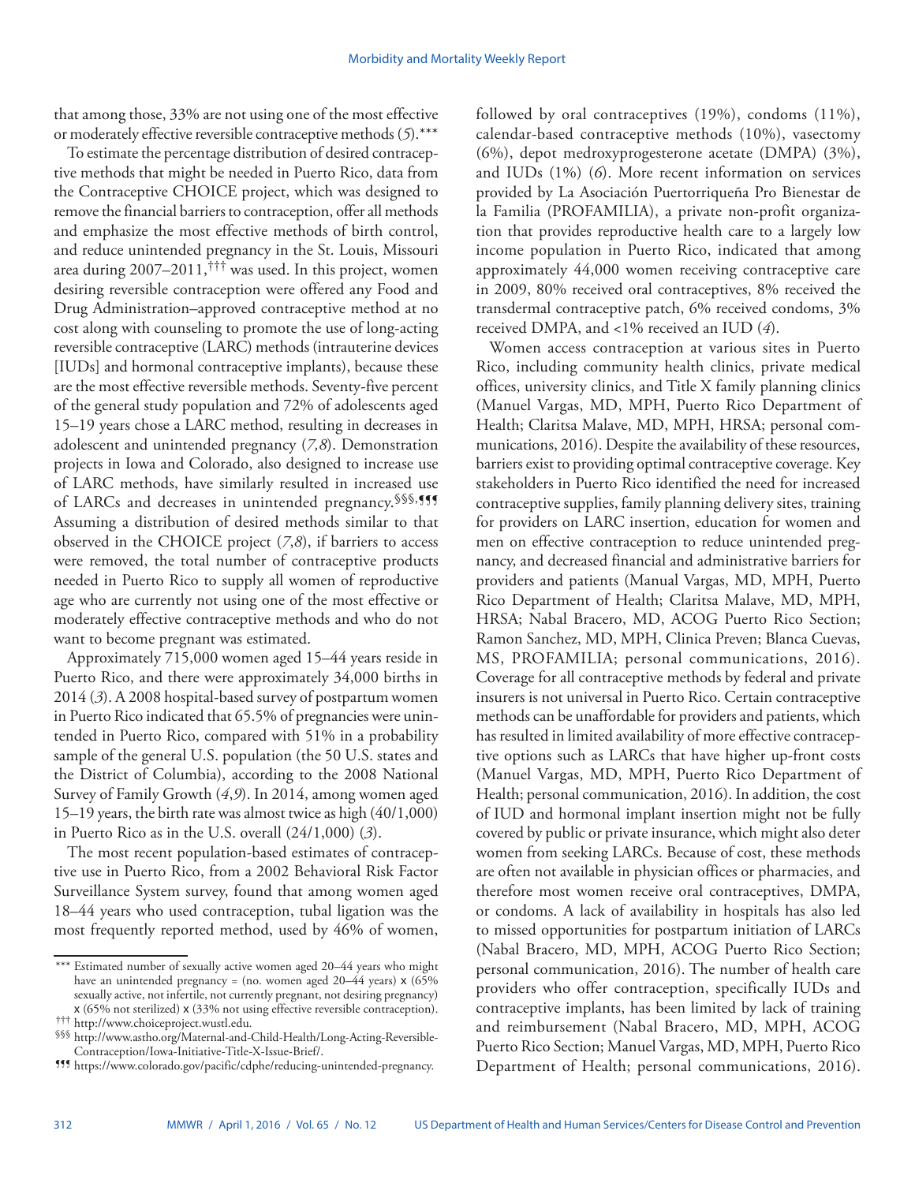that among those, 33% are not using one of the most effective or moderately effective reversible contraceptive methods (*5*).***

To estimate the percentage distribution of desired contraceptive methods that might be needed in Puerto Rico, data from the Contraceptive CHOICE project, which was designed to remove the financial barriers to contraception, offer all methods and emphasize the most effective methods of birth control, and reduce unintended pregnancy in the St. Louis, Missouri area during 2007–2011,††† was used. In this project, women desiring reversible contraception were offered any Food and Drug Administration–approved contraceptive method at no cost along with counseling to promote the use of long-acting reversible contraceptive (LARC) methods (intrauterine devices [IUDs] and hormonal contraceptive implants), because these are the most effective reversible methods. Seventy-five percent of the general study population and 72% of adolescents aged 15–19 years chose a LARC method, resulting in decreases in adolescent and unintended pregnancy (*7,8*). Demonstration projects in Iowa and Colorado, also designed to increase use of LARC methods, have similarly resulted in increased use of LARCs and decreases in unintended pregnancy.§§§,¶¶¶ Assuming a distribution of desired methods similar to that observed in the CHOICE project (*7,8*), if barriers to access were removed, the total number of contraceptive products needed in Puerto Rico to supply all women of reproductive age who are currently not using one of the most effective or moderately effective contraceptive methods and who do not want to become pregnant was estimated.

Approximately 715,000 women aged 15–44 years reside in Puerto Rico, and there were approximately 34,000 births in 2014 (*3*). A 2008 hospital-based survey of postpartum women in Puerto Rico indicated that 65.5% of pregnancies were unintended in Puerto Rico, compared with 51% in a probability sample of the general U.S. population (the 50 U.S. states and the District of Columbia), according to the 2008 National Survey of Family Growth (*4,9*). In 2014, among women aged 15–19 years, the birth rate was almost twice as high (40/1,000) in Puerto Rico as in the U.S. overall (24/1,000) (*3*).

The most recent population-based estimates of contraceptive use in Puerto Rico, from a 2002 Behavioral Risk Factor Surveillance System survey, found that among women aged 18–44 years who used contraception, tubal ligation was the most frequently reported method, used by 46% of women, followed by oral contraceptives (19%), condoms (11%), calendar-based contraceptive methods (10%), vasectomy (6%), depot medroxyprogesterone acetate (DMPA) (3%), and IUDs (1%) (*6*). More recent information on services provided by La Asociación Puertorriqueña Pro Bienestar de la Familia (PROFAMILIA), a private non-profit organization that provides reproductive health care to a largely low income population in Puerto Rico, indicated that among approximately 44,000 women receiving contraceptive care in 2009, 80% received oral contraceptives, 8% received the transdermal contraceptive patch, 6% received condoms, 3% received DMPA, and <1% received an IUD (*4*).

Women access contraception at various sites in Puerto Rico, including community health clinics, private medical offices, university clinics, and Title X family planning clinics (Manuel Vargas, MD, MPH, Puerto Rico Department of Health; Claritsa Malave, MD, MPH, HRSA; personal communications, 2016). Despite the availability of these resources, barriers exist to providing optimal contraceptive coverage. Key stakeholders in Puerto Rico identified the need for increased contraceptive supplies, family planning delivery sites, training for providers on LARC insertion, education for women and men on effective contraception to reduce unintended pregnancy, and decreased financial and administrative barriers for providers and patients (Manual Vargas, MD, MPH, Puerto Rico Department of Health; Claritsa Malave, MD, MPH, HRSA; Nabal Bracero, MD, ACOG Puerto Rico Section; Ramon Sanchez, MD, MPH, Clinica Preven; Blanca Cuevas, MS, PROFAMILIA; personal communications, 2016). Coverage for all contraceptive methods by federal and private insurers is not universal in Puerto Rico. Certain contraceptive methods can be unaffordable for providers and patients, which has resulted in limited availability of more effective contraceptive options such as LARCs that have higher up-front costs (Manuel Vargas, MD, MPH, Puerto Rico Department of Health; personal communication, 2016). In addition, the cost of IUD and hormonal implant insertion might not be fully covered by public or private insurance, which might also deter women from seeking LARCs. Because of cost, these methods are often not available in physician offices or pharmacies, and therefore most women receive oral contraceptives, DMPA, or condoms. A lack of availability in hospitals has also led to missed opportunities for postpartum initiation of LARCs (Nabal Bracero, MD, MPH, ACOG Puerto Rico Section; personal communication, 2016). The number of health care providers who offer contraception, specifically IUDs and contraceptive implants, has been limited by lack of training and reimbursement (Nabal Bracero, MD, MPH, ACOG Puerto Rico Section; Manuel Vargas, MD, MPH, Puerto Rico Department of Health; personal communications, 2016).

---

*** Estimated number of sexually active women aged 20–44 years who might have an unintended pregnancy = (no. women aged 20–44 years) x (65% sexually active, not infertile, not currently pregnant, not desiring pregnancy) x (65% not sterilized) x (33% not using effective reversible contraception).

††† http://www.choiceproject.wustl.edu.

§§§ http://www.astho.org/Maternal-and-Child-Health/Long-Acting-Reversible-Contraception/Iowa-Initiative-Title-X-Issue-Brief/.

¶¶¶ https://www.colorado.gov/pacific/cdphe/reducing-unintended-pregnancy.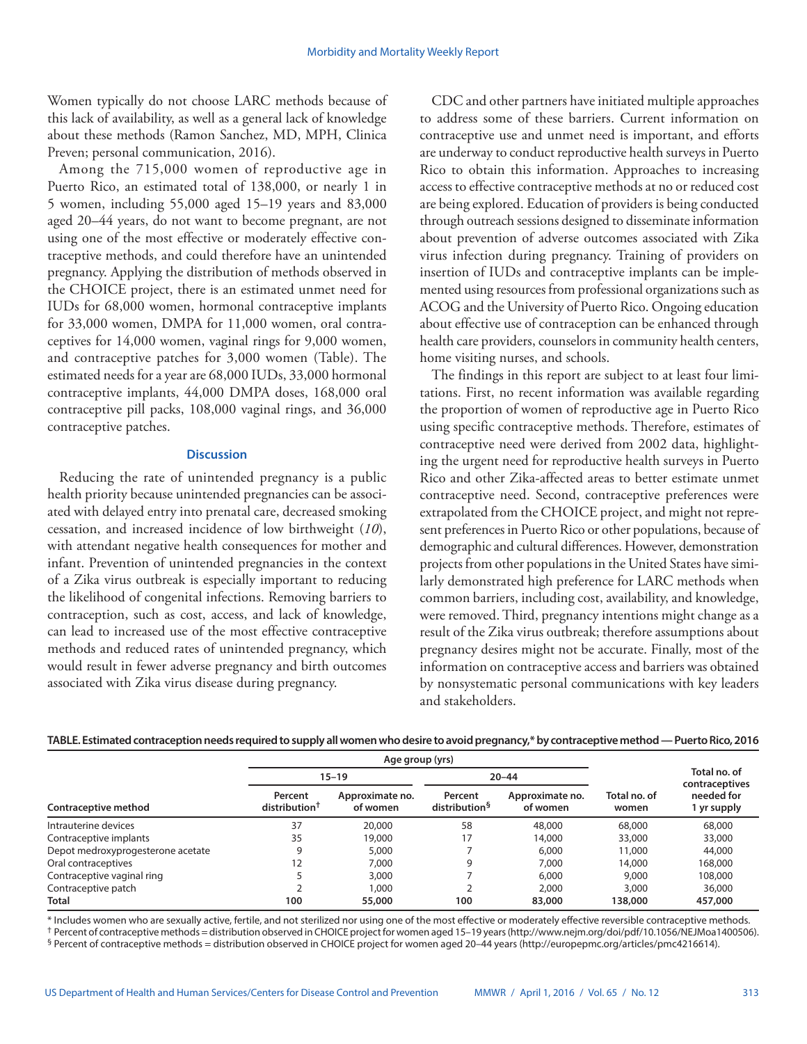Women typically do not choose LARC methods because of this lack of availability, as well as a general lack of knowledge about these methods (Ramon Sanchez, MD, MPH, Clinica Preven; personal communication, 2016).

Among the 715,000 women of reproductive age in Puerto Rico, an estimated total of 138,000, or nearly 1 in 5 women, including 55,000 aged 15–19 years and 83,000 aged 20–44 years, do not want to become pregnant, are not using one of the most effective or moderately effective contraceptive methods, and could therefore have an unintended pregnancy. Applying the distribution of methods observed in the CHOICE project, there is an estimated unmet need for IUDs for 68,000 women, hormonal contraceptive implants for 33,000 women, DMPA for 11,000 women, oral contraceptives for 14,000 women, vaginal rings for 9,000 women, and contraceptive patches for 3,000 women (Table). The estimated needs for a year are 68,000 IUDs, 33,000 hormonal contraceptive implants, 44,000 DMPA doses, 168,000 oral contraceptive pill packs, 108,000 vaginal rings, and 36,000 contraceptive patches.

## Discussion

Reducing the rate of unintended pregnancy is a public health priority because unintended pregnancies can be associated with delayed entry into prenatal care, decreased smoking cessation, and increased incidence of low birthweight (*10*), with attendant negative health consequences for mother and infant. Prevention of unintended pregnancies in the context of a Zika virus outbreak is especially important to reducing the likelihood of congenital infections. Removing barriers to contraception, such as cost, access, and lack of knowledge, can lead to increased use of the most effective contraceptive methods and reduced rates of unintended pregnancy, which would result in fewer adverse pregnancy and birth outcomes associated with Zika virus disease during pregnancy.

CDC and other partners have initiated multiple approaches to address some of these barriers. Current information on contraceptive use and unmet need is important, and efforts are underway to conduct reproductive health surveys in Puerto Rico to obtain this information. Approaches to increasing access to effective contraceptive methods at no or reduced cost are being explored. Education of providers is being conducted through outreach sessions designed to disseminate information about prevention of adverse outcomes associated with Zika virus infection during pregnancy. Training of providers on insertion of IUDs and contraceptive implants can be implemented using resources from professional organizations such as ACOG and the University of Puerto Rico. Ongoing education about effective use of contraception can be enhanced through health care providers, counselors in community health centers, home visiting nurses, and schools.

The findings in this report are subject to at least four limitations. First, no recent information was available regarding the proportion of women of reproductive age in Puerto Rico using specific contraceptive methods. Therefore, estimates of contraceptive need were derived from 2002 data, highlighting the urgent need for reproductive health surveys in Puerto Rico and other Zika-affected areas to better estimate unmet contraceptive need. Second, contraceptive preferences were extrapolated from the CHOICE project, and might not represent preferences in Puerto Rico or other populations, because of demographic and cultural differences. However, demonstration projects from other populations in the United States have similarly demonstrated high preference for LARC methods when common barriers, including cost, availability, and knowledge, were removed. Third, pregnancy intentions might change as a result of the Zika virus outbreak; therefore assumptions about pregnancy desires might not be accurate. Finally, most of the information on contraceptive access and barriers was obtained by nonsystematic personal communications with key leaders and stakeholders.

**TABLE. Estimated contraception needs required to supply all women who desire to avoid pregnancy,* by contraceptive method — Puerto Rico, 2016**

| | Age group (yrs) | | | | | |
|---|---|---|---|---|---|---|
| | 15–19 | | 20–44 | | | |
| Contraceptive method | Percent distribution† | Approximate no. of women | Percent distribution§ | Approximate no. of women | Total no. of women | Total no. of contraceptives needed for 1 yr supply |
| Intrauterine devices | 37 | 20,000 | 58 | 48,000 | 68,000 | 68,000 |
| Contraceptive implants | 35 | 19,000 | 17 | 14,000 | 33,000 | 33,000 |
| Depot medroxyprogesterone acetate | 9 | 5,000 | 7 | 6,000 | 11,000 | 44,000 |
| Oral contraceptives | 12 | 7,000 | 9 | 7,000 | 14,000 | 168,000 |
| Contraceptive vaginal ring | 5 | 3,000 | 7 | 6,000 | 9,000 | 108,000 |
| Contraceptive patch | 2 | 1,000 | 2 | 2,000 | 3,000 | 36,000 |
| **Total** | **100** | **55,000** | **100** | **83,000** | **138,000** | **457,000** |

\* Includes women who are sexually active, fertile, and not sterilized nor using one of the most effective or moderately effective reversible contraceptive methods.
† Percent of contraceptive methods = distribution observed in CHOICE project for women aged 15–19 years (http://www.nejm.org/doi/pdf/10.1056/NEJMoa1400506).
§ Percent of contraceptive methods = distribution observed in CHOICE project for women aged 20–44 years (http://europepmc.org/articles/pmc4216614).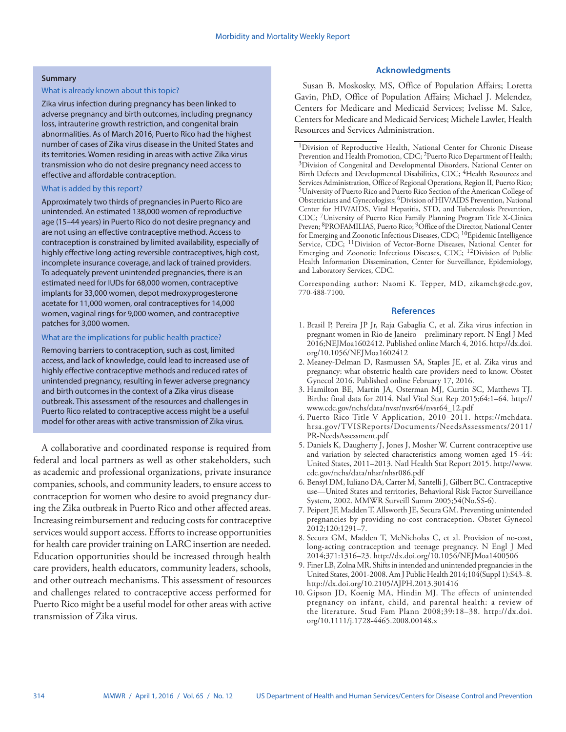**Summary**

What is already known about this topic?

Zika virus infection during pregnancy has been linked to adverse pregnancy and birth outcomes, including pregnancy loss, intrauterine growth restriction, and congenital brain abnormalities. As of March 2016, Puerto Rico had the highest number of cases of Zika virus disease in the United States and its territories. Women residing in areas with active Zika virus transmission who do not desire pregnancy need access to effective and affordable contraception.

What is added by this report?

Approximately two thirds of pregnancies in Puerto Rico are unintended. An estimated 138,000 women of reproductive age (15–44 years) in Puerto Rico do not desire pregnancy and are not using an effective contraceptive method. Access to contraception is constrained by limited availability, especially of highly effective long-acting reversible contraceptives, high cost, incomplete insurance coverage, and lack of trained providers. To adequately prevent unintended pregnancies, there is an estimated need for IUDs for 68,000 women, contraceptive implants for 33,000 women, depot medroxyprogesterone acetate for 11,000 women, oral contraceptives for 14,000 women, vaginal rings for 9,000 women, and contraceptive patches for 3,000 women.

What are the implications for public health practice?

Removing barriers to contraception, such as cost, limited access, and lack of knowledge, could lead to increased use of highly effective contraceptive methods and reduced rates of unintended pregnancy, resulting in fewer adverse pregnancy and birth outcomes in the context of a Zika virus disease outbreak. This assessment of the resources and challenges in Puerto Rico related to contraceptive access might be a useful model for other areas with active transmission of Zika virus.

A collaborative and coordinated response is required from federal and local partners as well as other stakeholders, such as academic and professional organizations, private insurance companies, schools, and community leaders, to ensure access to contraception for women who desire to avoid pregnancy during the Zika outbreak in Puerto Rico and other affected areas. Increasing reimbursement and reducing costs for contraceptive services would support access. Efforts to increase opportunities for health care provider training on LARC insertion are needed. Education opportunities should be increased through health care providers, health educators, community leaders, schools, and other outreach mechanisms. This assessment of resources and challenges related to contraceptive access performed for Puerto Rico might be a useful model for other areas with active transmission of Zika virus.

## Acknowledgments

Susan B. Moskosky, MS, Office of Population Affairs; Loretta Gavin, PhD, Office of Population Affairs; Michael J. Melendez, Centers for Medicare and Medicaid Services; Ivelisse M. Salce, Centers for Medicare and Medicaid Services; Michele Lawler, Health Resources and Services Administration.

[1]Division of Reproductive Health, National Center for Chronic Disease Prevention and Health Promotion, CDC; [2]Puerto Rico Department of Health; [3]Division of Congenital and Developmental Disorders, National Center on Birth Defects and Developmental Disabilities, CDC; [4]Health Resources and Services Administration, Office of Regional Operations, Region II, Puerto Rico; [5]University of Puerto Rico and Puerto Rico Section of the American College of Obstetricians and Gynecologists; [6]Division of HIV/AIDS Prevention, National Center for HIV/AIDS, Viral Hepatitis, STD, and Tuberculosis Prevention, CDC; [7]University of Puerto Rico Family Planning Program Title X-Clinica Preven; [8]PROFAMILIAS, Puerto Rico; [9]Office of the Director, National Center for Emerging and Zoonotic Infectious Diseases, CDC; [10]Epidemic Intelligence Service, CDC; [11]Division of Vector-Borne Diseases, National Center for Emerging and Zoonotic Infectious Diseases, CDC; [12]Division of Public Health Information Dissemination, Center for Surveillance, Epidemiology, and Laboratory Services, CDC.

Corresponding author: Naomi K. Tepper, MD, zikamch@cdc.gov, 770-488-7100.

## References

1. Brasil P, Pereira JP Jr, Raja Gabaglia C, et al. Zika virus infection in pregnant women in Rio de Janeiro—preliminary report. N Engl J Med 2016;NEJMoa1602412. Published online March 4, 2016. http://dx.doi.org/10.1056/NEJMoa1602412
2. Meaney-Delman D, Rasmussen SA, Staples JE, et al. Zika virus and pregnancy: what obstetric health care providers need to know. Obstet Gynecol 2016. Published online February 17, 2016.
3. Hamilton BE, Martin JA, Osterman MJ, Curtin SC, Matthews TJ. Births: final data for 2014. Natl Vital Stat Rep 2015;64:1–64. http://www.cdc.gov/nchs/data/nvsr/nvsr64/nvsr64_12.pdf
4. Puerto Rico Title V Application, 2010–2011. https://mchdata.hrsa.gov/TVISReports/Documents/NeedsAssessments/2011/PR-NeedsAssessment.pdf
5. Daniels K, Daugherty J, Jones J, Mosher W. Current contraceptive use and variation by selected characteristics among women aged 15–44: United States, 2011–2013. Natl Health Stat Report 2015. http://www.cdc.gov/nchs/data/nhsr/nhsr086.pdf
6. Bensyl DM, Iuliano DA, Carter M, Santelli J, Gilbert BC. Contraceptive use—United States and territories, Behavioral Risk Factor Surveillance System, 2002. MMWR Surveill Summ 2005;54(No.SS-6).
7. Peipert JF, Madden T, Allsworth JE, Secura GM. Preventing unintended pregnancies by providing no-cost contraception. Obstet Gynecol 2012;120:1291–7.
8. Secura GM, Madden T, McNicholas C, et al. Provision of no-cost, long-acting contraception and teenage pregnancy. N Engl J Med 2014;371:1316–23. http://dx.doi.org/10.1056/NEJMoa1400506
9. Finer LB, Zolna MR. Shifts in intended and unintended pregnancies in the United States, 2001-2008. Am J Public Health 2014;104(Suppl 1):S43–8. http://dx.doi.org/10.2105/AJPH.2013.301416
10. Gipson JD, Koenig MA, Hindin MJ. The effects of unintended pregnancy on infant, child, and parental health: a review of the literature. Stud Fam Plann 2008;39:18–38. http://dx.doi.org/10.1111/j.1728-4465.2008.00148.x